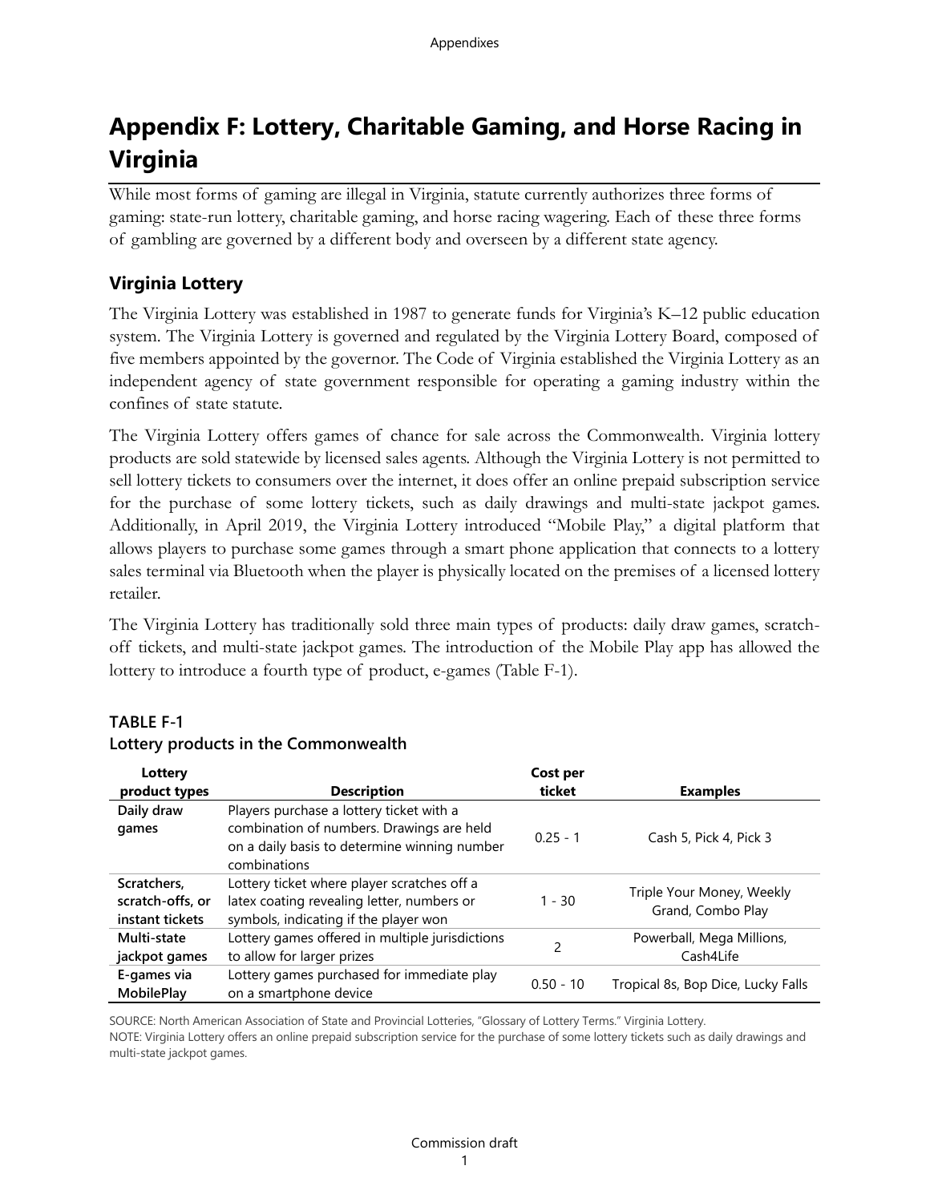# Appendix F: Lottery, Charitable Gaming, and Horse Racing in Virginia

While most forms of gaming are illegal in Virginia, statute currently authorizes three forms of gaming: state-run lottery, charitable gaming, and horse racing wagering. Each of these three forms of gambling are governed by a different body and overseen by a different state agency.

## Virginia Lottery

The Virginia Lottery was established in 1987 to generate funds for Virginia's K–12 public education system. The Virginia Lottery is governed and regulated by the Virginia Lottery Board, composed of five members appointed by the governor. The Code of Virginia established the Virginia Lottery as an independent agency of state government responsible for operating a gaming industry within the confines of state statute.

The Virginia Lottery offers games of chance for sale across the Commonwealth. Virginia lottery products are sold statewide by licensed sales agents. Although the Virginia Lottery is not permitted to sell lottery tickets to consumers over the internet, it does offer an online prepaid subscription service for the purchase of some lottery tickets, such as daily drawings and multi-state jackpot games. Additionally, in April 2019, the Virginia Lottery introduced "Mobile Play," a digital platform that allows players to purchase some games through a smart phone application that connects to a lottery sales terminal via Bluetooth when the player is physically located on the premises of a licensed lottery retailer.

The Virginia Lottery has traditionally sold three main types of products: daily draw games, scratch-off tickets, and multi-state jackpot games. The introduction of the Mobile Play app has allowed the lottery to introduce a fourth type of product, e-games (Table F-1).

**TABLE F-1**
**Lottery products in the Commonwealth**

| Lottery product types | Description | Cost per ticket | Examples |
|---|---|---|---|
| **Daily draw games** | Players purchase a lottery ticket with a combination of numbers. Drawings are held on a daily basis to determine winning number combinations | 0.25 - 1 | Cash 5, Pick 4, Pick 3 |
| **Scratchers, scratch-offs, or instant tickets** | Lottery ticket where player scratches off a latex coating revealing letter, numbers or symbols, indicating if the player won | 1 - 30 | Triple Your Money, Weekly Grand, Combo Play |
| **Multi-state jackpot games** | Lottery games offered in multiple jurisdictions to allow for larger prizes | 2 | Powerball, Mega Millions, Cash4Life |
| **E-games via MobilePlay** | Lottery games purchased for immediate play on a smartphone device | 0.50 - 10 | Tropical 8s, Bop Dice, Lucky Falls |

SOURCE: North American Association of State and Provincial Lotteries, "Glossary of Lottery Terms." Virginia Lottery.
NOTE: Virginia Lottery offers an online prepaid subscription service for the purchase of some lottery tickets such as daily drawings and multi-state jackpot games.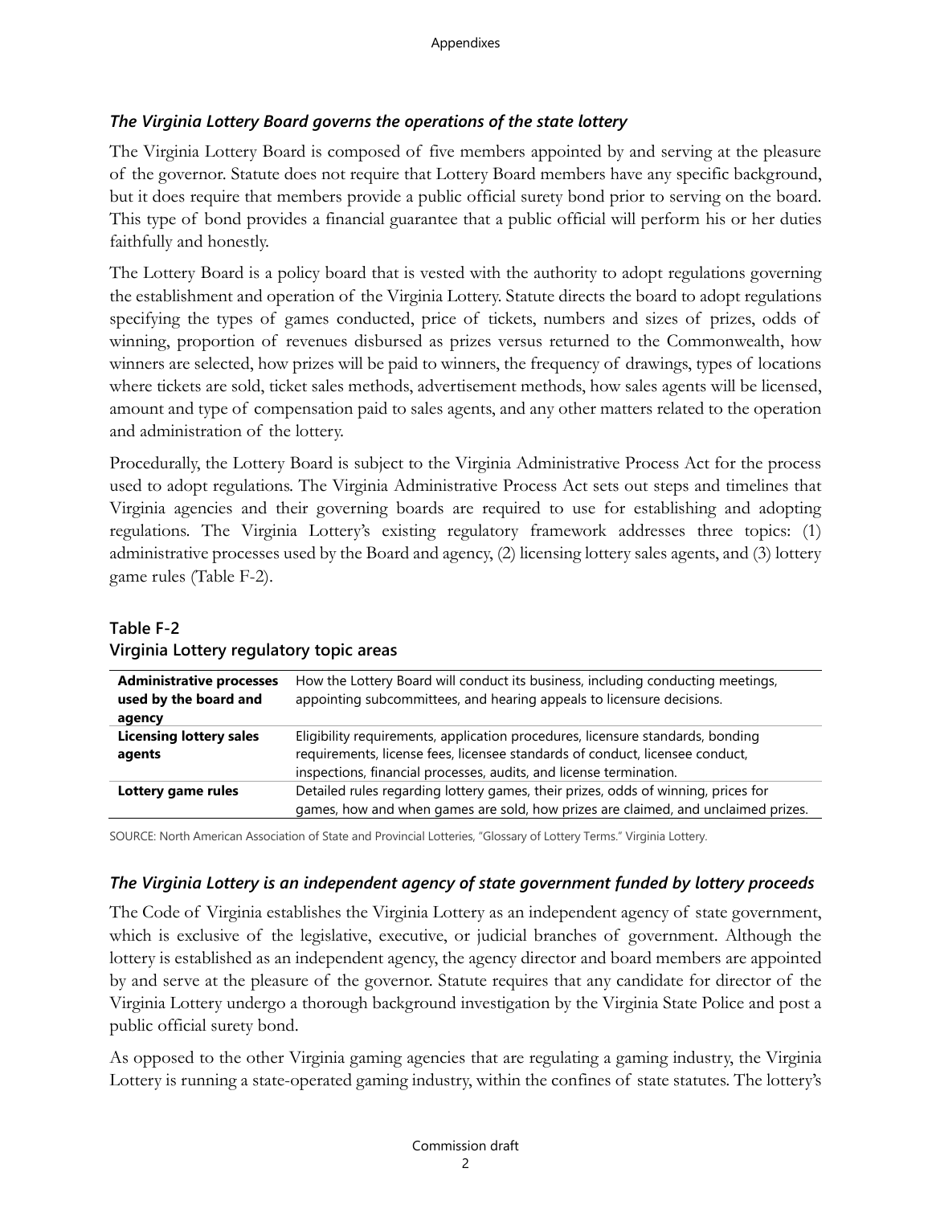### *The Virginia Lottery Board governs the operations of the state lottery*

The Virginia Lottery Board is composed of five members appointed by and serving at the pleasure of the governor. Statute does not require that Lottery Board members have any specific background, but it does require that members provide a public official surety bond prior to serving on the board. This type of bond provides a financial guarantee that a public official will perform his or her duties faithfully and honestly.

The Lottery Board is a policy board that is vested with the authority to adopt regulations governing the establishment and operation of the Virginia Lottery. Statute directs the board to adopt regulations specifying the types of games conducted, price of tickets, numbers and sizes of prizes, odds of winning, proportion of revenues disbursed as prizes versus returned to the Commonwealth, how winners are selected, how prizes will be paid to winners, the frequency of drawings, types of locations where tickets are sold, ticket sales methods, advertisement methods, how sales agents will be licensed, amount and type of compensation paid to sales agents, and any other matters related to the operation and administration of the lottery.

Procedurally, the Lottery Board is subject to the Virginia Administrative Process Act for the process used to adopt regulations. The Virginia Administrative Process Act sets out steps and timelines that Virginia agencies and their governing boards are required to use for establishing and adopting regulations. The Virginia Lottery's existing regulatory framework addresses three topics: (1) administrative processes used by the Board and agency, (2) licensing lottery sales agents, and (3) lottery game rules (Table F-2).

**Table F-2**
**Virginia Lottery regulatory topic areas**

| | |
|---|---|
| **Administrative processes used by the board and agency** | How the Lottery Board will conduct its business, including conducting meetings, appointing subcommittees, and hearing appeals to licensure decisions. |
| **Licensing lottery sales agents** | Eligibility requirements, application procedures, licensure standards, bonding requirements, license fees, licensee standards of conduct, licensee conduct, inspections, financial processes, audits, and license termination. |
| **Lottery game rules** | Detailed rules regarding lottery games, their prizes, odds of winning, prices for games, how and when games are sold, how prizes are claimed, and unclaimed prizes. |

SOURCE: North American Association of State and Provincial Lotteries, "Glossary of Lottery Terms." Virginia Lottery.

### *The Virginia Lottery is an independent agency of state government funded by lottery proceeds*

The Code of Virginia establishes the Virginia Lottery as an independent agency of state government, which is exclusive of the legislative, executive, or judicial branches of government. Although the lottery is established as an independent agency, the agency director and board members are appointed by and serve at the pleasure of the governor. Statute requires that any candidate for director of the Virginia Lottery undergo a thorough background investigation by the Virginia State Police and post a public official surety bond.

As opposed to the other Virginia gaming agencies that are regulating a gaming industry, the Virginia Lottery is running a state-operated gaming industry, within the confines of state statutes. The lottery's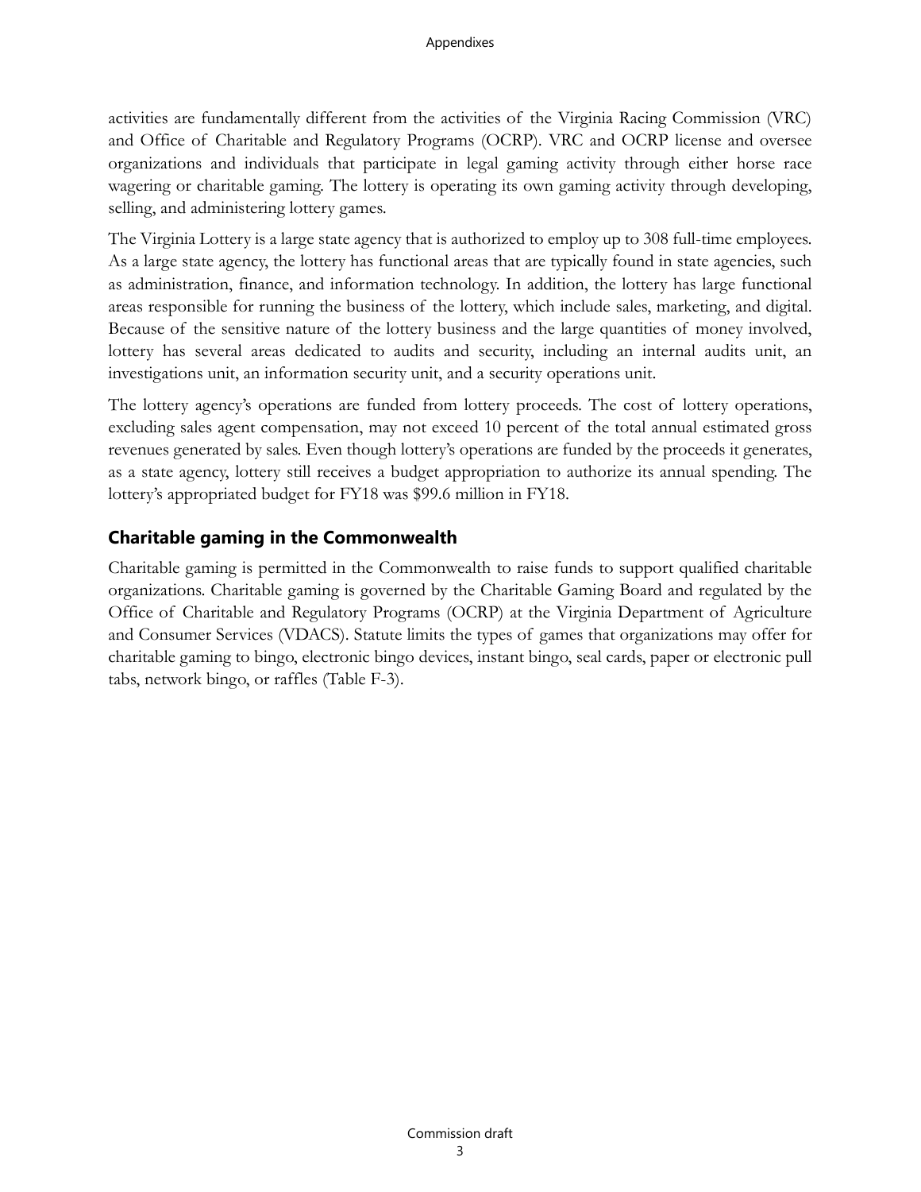activities are fundamentally different from the activities of the Virginia Racing Commission (VRC) and Office of Charitable and Regulatory Programs (OCRP). VRC and OCRP license and oversee organizations and individuals that participate in legal gaming activity through either horse race wagering or charitable gaming. The lottery is operating its own gaming activity through developing, selling, and administering lottery games.

The Virginia Lottery is a large state agency that is authorized to employ up to 308 full-time employees. As a large state agency, the lottery has functional areas that are typically found in state agencies, such as administration, finance, and information technology. In addition, the lottery has large functional areas responsible for running the business of the lottery, which include sales, marketing, and digital. Because of the sensitive nature of the lottery business and the large quantities of money involved, lottery has several areas dedicated to audits and security, including an internal audits unit, an investigations unit, an information security unit, and a security operations unit.

The lottery agency's operations are funded from lottery proceeds. The cost of lottery operations, excluding sales agent compensation, may not exceed 10 percent of the total annual estimated gross revenues generated by sales. Even though lottery's operations are funded by the proceeds it generates, as a state agency, lottery still receives a budget appropriation to authorize its annual spending. The lottery's appropriated budget for FY18 was $99.6 million in FY18.

## Charitable gaming in the Commonwealth

Charitable gaming is permitted in the Commonwealth to raise funds to support qualified charitable organizations. Charitable gaming is governed by the Charitable Gaming Board and regulated by the Office of Charitable and Regulatory Programs (OCRP) at the Virginia Department of Agriculture and Consumer Services (VDACS). Statute limits the types of games that organizations may offer for charitable gaming to bingo, electronic bingo devices, instant bingo, seal cards, paper or electronic pull tabs, network bingo, or raffles (Table F-3).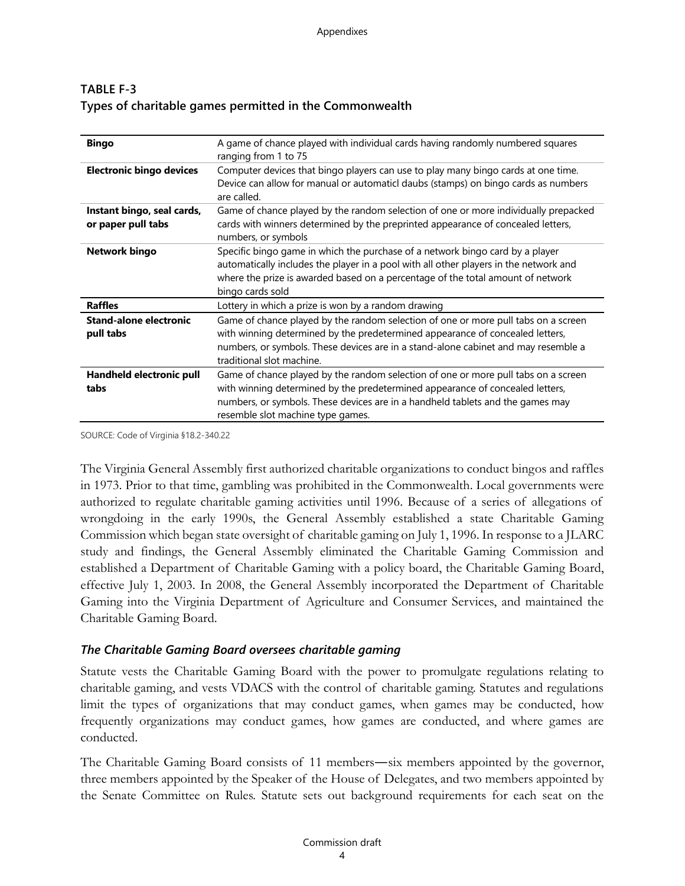**TABLE F-3**
**Types of charitable games permitted in the Commonwealth**

| | |
|---|---|
| **Bingo** | A game of chance played with individual cards having randomly numbered squares ranging from 1 to 75 |
| **Electronic bingo devices** | Computer devices that bingo players can use to play many bingo cards at one time. Device can allow for manual or automaticl daubs (stamps) on bingo cards as numbers are called. |
| **Instant bingo, seal cards, or paper pull tabs** | Game of chance played by the random selection of one or more individually prepacked cards with winners determined by the preprinted appearance of concealed letters, numbers, or symbols |
| **Network bingo** | Specific bingo game in which the purchase of a network bingo card by a player automatically includes the player in a pool with all other players in the network and where the prize is awarded based on a percentage of the total amount of network bingo cards sold |
| **Raffles** | Lottery in which a prize is won by a random drawing |
| **Stand-alone electronic pull tabs** | Game of chance played by the random selection of one or more pull tabs on a screen with winning determined by the predetermined appearance of concealed letters, numbers, or symbols. These devices are in a stand-alone cabinet and may resemble a traditional slot machine. |
| **Handheld electronic pull tabs** | Game of chance played by the random selection of one or more pull tabs on a screen with winning determined by the predetermined appearance of concealed letters, numbers, or symbols. These devices are in a handheld tablets and the games may resemble slot machine type games. |

SOURCE: Code of Virginia §18.2-340.22

The Virginia General Assembly first authorized charitable organizations to conduct bingos and raffles in 1973. Prior to that time, gambling was prohibited in the Commonwealth. Local governments were authorized to regulate charitable gaming activities until 1996. Because of a series of allegations of wrongdoing in the early 1990s, the General Assembly established a state Charitable Gaming Commission which began state oversight of charitable gaming on July 1, 1996. In response to a JLARC study and findings, the General Assembly eliminated the Charitable Gaming Commission and established a Department of Charitable Gaming with a policy board, the Charitable Gaming Board, effective July 1, 2003. In 2008, the General Assembly incorporated the Department of Charitable Gaming into the Virginia Department of Agriculture and Consumer Services, and maintained the Charitable Gaming Board.

### *The Charitable Gaming Board oversees charitable gaming*

Statute vests the Charitable Gaming Board with the power to promulgate regulations relating to charitable gaming, and vests VDACS with the control of charitable gaming. Statutes and regulations limit the types of organizations that may conduct games, when games may be conducted, how frequently organizations may conduct games, how games are conducted, and where games are conducted.

The Charitable Gaming Board consists of 11 members—six members appointed by the governor, three members appointed by the Speaker of the House of Delegates, and two members appointed by the Senate Committee on Rules. Statute sets out background requirements for each seat on the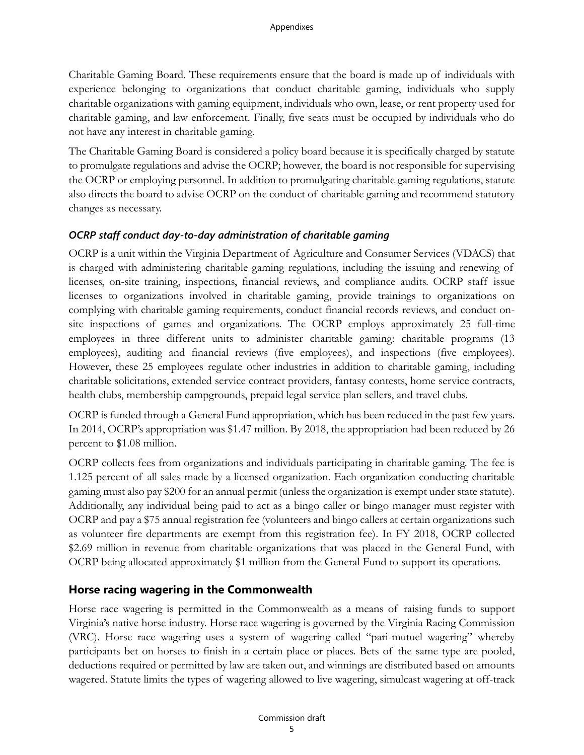Charitable Gaming Board. These requirements ensure that the board is made up of individuals with experience belonging to organizations that conduct charitable gaming, individuals who supply charitable organizations with gaming equipment, individuals who own, lease, or rent property used for charitable gaming, and law enforcement. Finally, five seats must be occupied by individuals who do not have any interest in charitable gaming.

The Charitable Gaming Board is considered a policy board because it is specifically charged by statute to promulgate regulations and advise the OCRP; however, the board is not responsible for supervising the OCRP or employing personnel. In addition to promulgating charitable gaming regulations, statute also directs the board to advise OCRP on the conduct of charitable gaming and recommend statutory changes as necessary.

### *OCRP staff conduct day-to-day administration of charitable gaming*

OCRP is a unit within the Virginia Department of Agriculture and Consumer Services (VDACS) that is charged with administering charitable gaming regulations, including the issuing and renewing of licenses, on-site training, inspections, financial reviews, and compliance audits. OCRP staff issue licenses to organizations involved in charitable gaming, provide trainings to organizations on complying with charitable gaming requirements, conduct financial records reviews, and conduct on-site inspections of games and organizations. The OCRP employs approximately 25 full-time employees in three different units to administer charitable gaming: charitable programs (13 employees), auditing and financial reviews (five employees), and inspections (five employees). However, these 25 employees regulate other industries in addition to charitable gaming, including charitable solicitations, extended service contract providers, fantasy contests, home service contracts, health clubs, membership campgrounds, prepaid legal service plan sellers, and travel clubs.

OCRP is funded through a General Fund appropriation, which has been reduced in the past few years. In 2014, OCRP's appropriation was $1.47 million. By 2018, the appropriation had been reduced by 26 percent to $1.08 million.

OCRP collects fees from organizations and individuals participating in charitable gaming. The fee is 1.125 percent of all sales made by a licensed organization. Each organization conducting charitable gaming must also pay $200 for an annual permit (unless the organization is exempt under state statute). Additionally, any individual being paid to act as a bingo caller or bingo manager must register with OCRP and pay a $75 annual registration fee (volunteers and bingo callers at certain organizations such as volunteer fire departments are exempt from this registration fee). In FY 2018, OCRP collected $2.69 million in revenue from charitable organizations that was placed in the General Fund, with OCRP being allocated approximately $1 million from the General Fund to support its operations.

## Horse racing wagering in the Commonwealth

Horse race wagering is permitted in the Commonwealth as a means of raising funds to support Virginia's native horse industry. Horse race wagering is governed by the Virginia Racing Commission (VRC). Horse race wagering uses a system of wagering called "pari-mutuel wagering" whereby participants bet on horses to finish in a certain place or places. Bets of the same type are pooled, deductions required or permitted by law are taken out, and winnings are distributed based on amounts wagered. Statute limits the types of wagering allowed to live wagering, simulcast wagering at off-track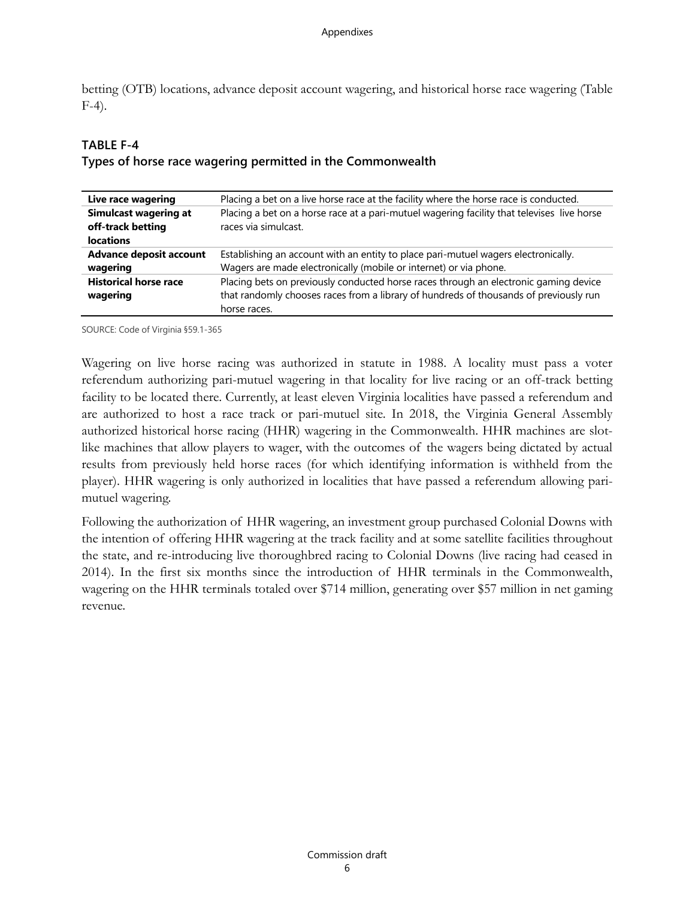betting (OTB) locations, advance deposit account wagering, and historical horse race wagering (Table F-4).

**TABLE F-4**
**Types of horse race wagering permitted in the Commonwealth**

| | |
|---|---|
| **Live race wagering** | Placing a bet on a live horse race at the facility where the horse race is conducted. |
| **Simulcast wagering at off-track betting locations** | Placing a bet on a horse race at a pari-mutuel wagering facility that televises live horse races via simulcast. |
| **Advance deposit account wagering** | Establishing an account with an entity to place pari-mutuel wagers electronically. Wagers are made electronically (mobile or internet) or via phone. |
| **Historical horse race wagering** | Placing bets on previously conducted horse races through an electronic gaming device that randomly chooses races from a library of hundreds of thousands of previously run horse races. |

SOURCE: Code of Virginia §59.1-365

Wagering on live horse racing was authorized in statute in 1988. A locality must pass a voter referendum authorizing pari-mutuel wagering in that locality for live racing or an off-track betting facility to be located there. Currently, at least eleven Virginia localities have passed a referendum and are authorized to host a race track or pari-mutuel site. In 2018, the Virginia General Assembly authorized historical horse racing (HHR) wagering in the Commonwealth. HHR machines are slot-like machines that allow players to wager, with the outcomes of the wagers being dictated by actual results from previously held horse races (for which identifying information is withheld from the player). HHR wagering is only authorized in localities that have passed a referendum allowing pari-mutuel wagering.

Following the authorization of HHR wagering, an investment group purchased Colonial Downs with the intention of offering HHR wagering at the track facility and at some satellite facilities throughout the state, and re-introducing live thoroughbred racing to Colonial Downs (live racing had ceased in 2014). In the first six months since the introduction of HHR terminals in the Commonwealth, wagering on the HHR terminals totaled over $714 million, generating over $57 million in net gaming revenue.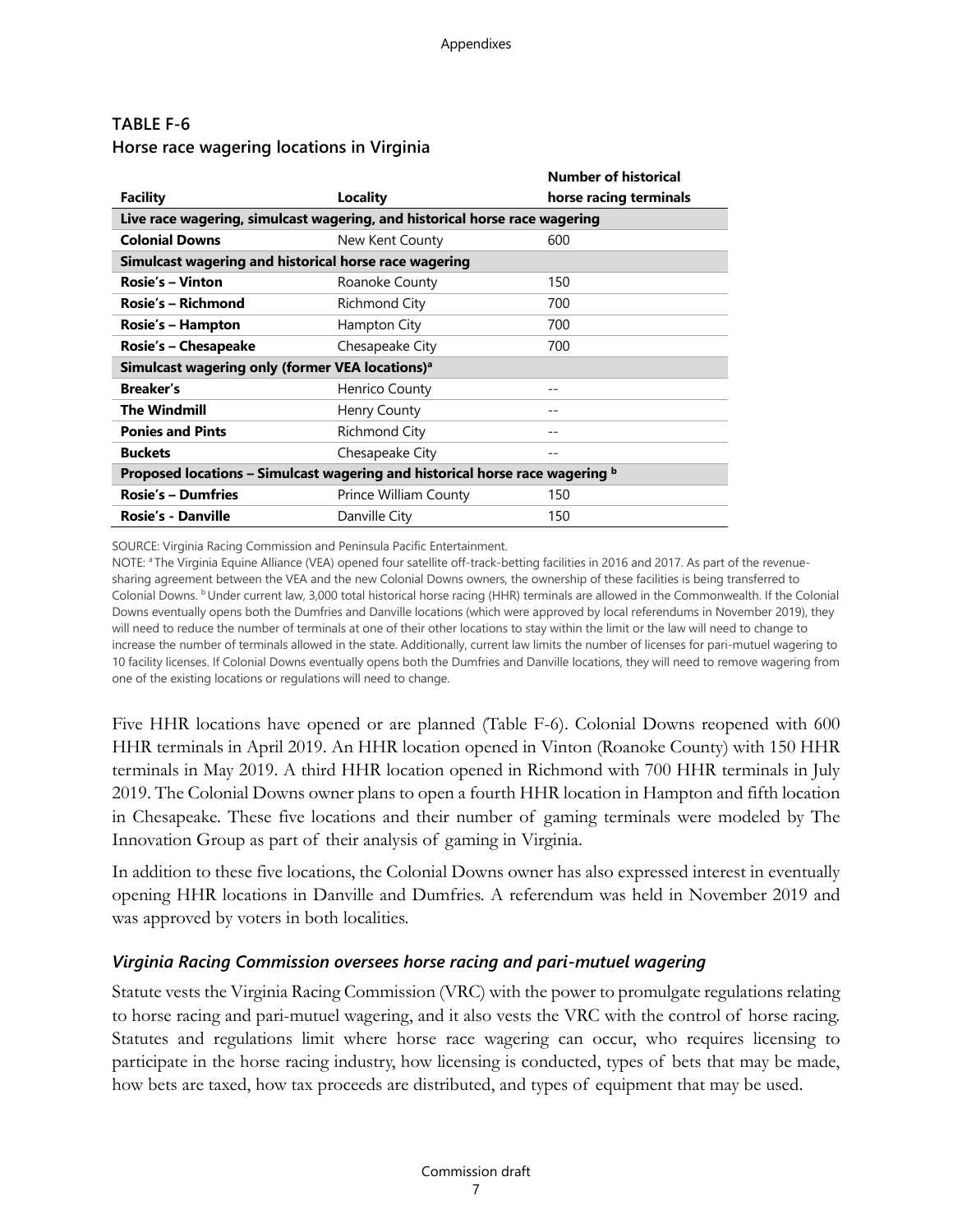**TABLE F-6**
**Horse race wagering locations in Virginia**

| Facility | Locality | Number of historical horse racing terminals |
|---|---|---|
| **Live race wagering, simulcast wagering, and historical horse race wagering** | | |
| **Colonial Downs** | New Kent County | 600 |
| **Simulcast wagering and historical horse race wagering** | | |
| **Rosie's – Vinton** | Roanoke County | 150 |
| **Rosie's – Richmond** | Richmond City | 700 |
| **Rosie's – Hampton** | Hampton City | 700 |
| **Rosie's – Chesapeake** | Chesapeake City | 700 |
| **Simulcast wagering only (former VEA locations)[a]** | | |
| **Breaker's** | Henrico County | -- |
| **The Windmill** | Henry County | -- |
| **Ponies and Pints** | Richmond City | -- |
| **Buckets** | Chesapeake City | -- |
| **Proposed locations – Simulcast wagering and historical horse race wagering [b]** | | |
| **Rosie's – Dumfries** | Prince William County | 150 |
| **Rosie's - Danville** | Danville City | 150 |

SOURCE: Virginia Racing Commission and Peninsula Pacific Entertainment.

NOTE: [a] The Virginia Equine Alliance (VEA) opened four satellite off-track-betting facilities in 2016 and 2017. As part of the revenue-sharing agreement between the VEA and the new Colonial Downs owners, the ownership of these facilities is being transferred to Colonial Downs. [b] Under current law, 3,000 total historical horse racing (HHR) terminals are allowed in the Commonwealth. If the Colonial Downs eventually opens both the Dumfries and Danville locations (which were approved by local referendums in November 2019), they will need to reduce the number of terminals at one of their other locations to stay within the limit or the law will need to change to increase the number of terminals allowed in the state. Additionally, current law limits the number of licenses for pari-mutuel wagering to 10 facility licenses. If Colonial Downs eventually opens both the Dumfries and Danville locations, they will need to remove wagering from one of the existing locations or regulations will need to change.

Five HHR locations have opened or are planned (Table F-6). Colonial Downs reopened with 600 HHR terminals in April 2019. An HHR location opened in Vinton (Roanoke County) with 150 HHR terminals in May 2019. A third HHR location opened in Richmond with 700 HHR terminals in July 2019. The Colonial Downs owner plans to open a fourth HHR location in Hampton and fifth location in Chesapeake. These five locations and their number of gaming terminals were modeled by The Innovation Group as part of their analysis of gaming in Virginia.

In addition to these five locations, the Colonial Downs owner has also expressed interest in eventually opening HHR locations in Danville and Dumfries. A referendum was held in November 2019 and was approved by voters in both localities.

### *Virginia Racing Commission oversees horse racing and pari-mutuel wagering*

Statute vests the Virginia Racing Commission (VRC) with the power to promulgate regulations relating to horse racing and pari-mutuel wagering, and it also vests the VRC with the control of horse racing. Statutes and regulations limit where horse race wagering can occur, who requires licensing to participate in the horse racing industry, how licensing is conducted, types of bets that may be made, how bets are taxed, how tax proceeds are distributed, and types of equipment that may be used.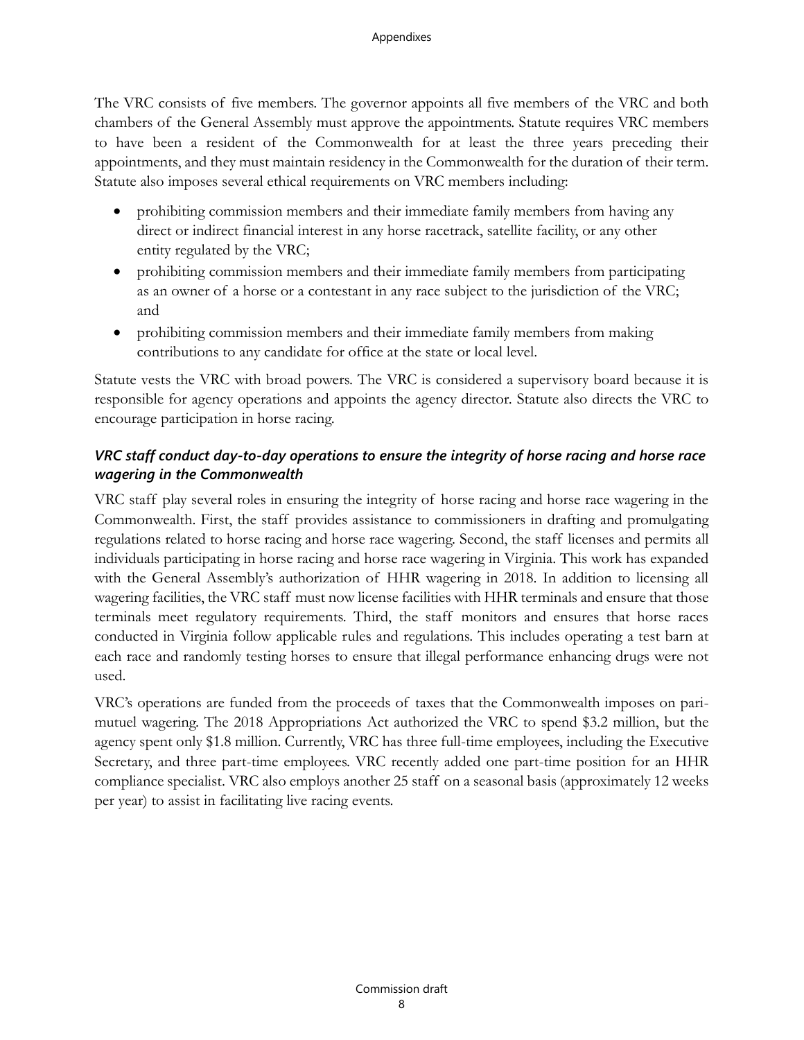The VRC consists of five members. The governor appoints all five members of the VRC and both chambers of the General Assembly must approve the appointments. Statute requires VRC members to have been a resident of the Commonwealth for at least the three years preceding their appointments, and they must maintain residency in the Commonwealth for the duration of their term. Statute also imposes several ethical requirements on VRC members including:

- prohibiting commission members and their immediate family members from having any direct or indirect financial interest in any horse racetrack, satellite facility, or any other entity regulated by the VRC;
- prohibiting commission members and their immediate family members from participating as an owner of a horse or a contestant in any race subject to the jurisdiction of the VRC; and
- prohibiting commission members and their immediate family members from making contributions to any candidate for office at the state or local level.

Statute vests the VRC with broad powers. The VRC is considered a supervisory board because it is responsible for agency operations and appoints the agency director. Statute also directs the VRC to encourage participation in horse racing.

### *VRC staff conduct day-to-day operations to ensure the integrity of horse racing and horse race wagering in the Commonwealth*

VRC staff play several roles in ensuring the integrity of horse racing and horse race wagering in the Commonwealth. First, the staff provides assistance to commissioners in drafting and promulgating regulations related to horse racing and horse race wagering. Second, the staff licenses and permits all individuals participating in horse racing and horse race wagering in Virginia. This work has expanded with the General Assembly's authorization of HHR wagering in 2018. In addition to licensing all wagering facilities, the VRC staff must now license facilities with HHR terminals and ensure that those terminals meet regulatory requirements. Third, the staff monitors and ensures that horse races conducted in Virginia follow applicable rules and regulations. This includes operating a test barn at each race and randomly testing horses to ensure that illegal performance enhancing drugs were not used.

VRC's operations are funded from the proceeds of taxes that the Commonwealth imposes on pari-mutuel wagering. The 2018 Appropriations Act authorized the VRC to spend $3.2 million, but the agency spent only $1.8 million. Currently, VRC has three full-time employees, including the Executive Secretary, and three part-time employees. VRC recently added one part-time position for an HHR compliance specialist. VRC also employs another 25 staff on a seasonal basis (approximately 12 weeks per year) to assist in facilitating live racing events.